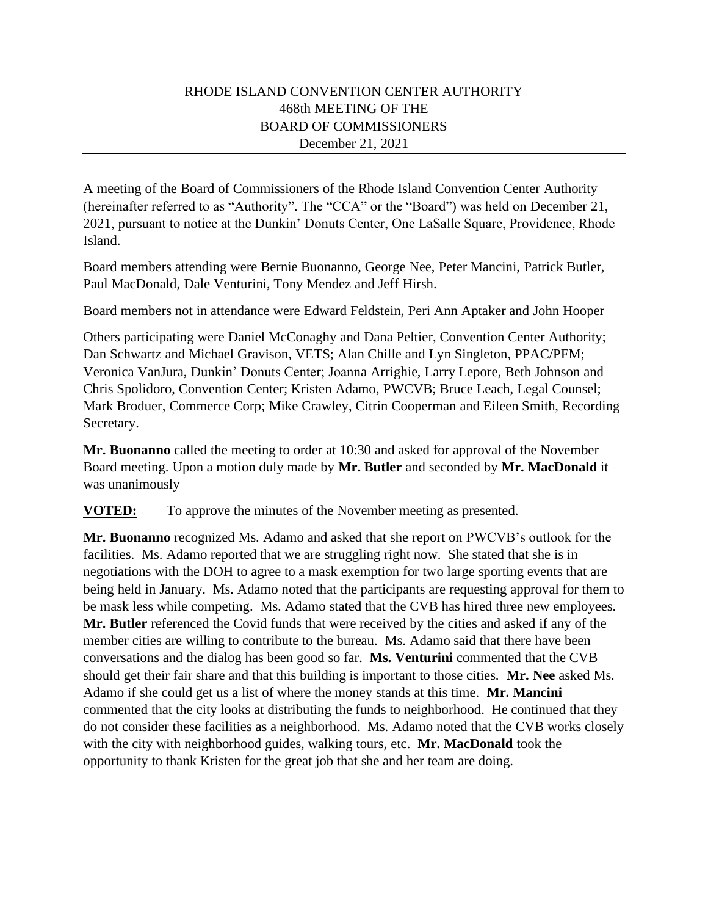RHODE ISLAND CONVENTION CENTER AUTHORITY
468th MEETING OF THE
BOARD OF COMMISSIONERS
December 21, 2021

---

A meeting of the Board of Commissioners of the Rhode Island Convention Center Authority (hereinafter referred to as "Authority". The "CCA" or the "Board") was held on December 21, 2021, pursuant to notice at the Dunkin' Donuts Center, One LaSalle Square, Providence, Rhode Island.

Board members attending were Bernie Buonanno, George Nee, Peter Mancini, Patrick Butler, Paul MacDonald, Dale Venturini, Tony Mendez and Jeff Hirsh.

Board members not in attendance were Edward Feldstein, Peri Ann Aptaker and John Hooper

Others participating were Daniel McConaghy and Dana Peltier, Convention Center Authority; Dan Schwartz and Michael Gravison, VETS; Alan Chille and Lyn Singleton, PPAC/PFM; Veronica VanJura, Dunkin' Donuts Center; Joanna Arrighie, Larry Lepore, Beth Johnson and Chris Spolidoro, Convention Center; Kristen Adamo, PWCVB; Bruce Leach, Legal Counsel; Mark Broduer, Commerce Corp; Mike Crawley, Citrin Cooperman and Eileen Smith, Recording Secretary.

**Mr. Buonanno** called the meeting to order at 10:30 and asked for approval of the November Board meeting. Upon a motion duly made by **Mr. Butler** and seconded by **Mr. MacDonald** it was unanimously

**VOTED:** To approve the minutes of the November meeting as presented.

**Mr. Buonanno** recognized Ms. Adamo and asked that she report on PWCVB's outlook for the facilities. Ms. Adamo reported that we are struggling right now. She stated that she is in negotiations with the DOH to agree to a mask exemption for two large sporting events that are being held in January. Ms. Adamo noted that the participants are requesting approval for them to be mask less while competing. Ms. Adamo stated that the CVB has hired three new employees. **Mr. Butler** referenced the Covid funds that were received by the cities and asked if any of the member cities are willing to contribute to the bureau. Ms. Adamo said that there have been conversations and the dialog has been good so far. **Ms. Venturini** commented that the CVB should get their fair share and that this building is important to those cities. **Mr. Nee** asked Ms. Adamo if she could get us a list of where the money stands at this time. **Mr. Mancini** commented that the city looks at distributing the funds to neighborhood. He continued that they do not consider these facilities as a neighborhood. Ms. Adamo noted that the CVB works closely with the city with neighborhood guides, walking tours, etc. **Mr. MacDonald** took the opportunity to thank Kristen for the great job that she and her team are doing.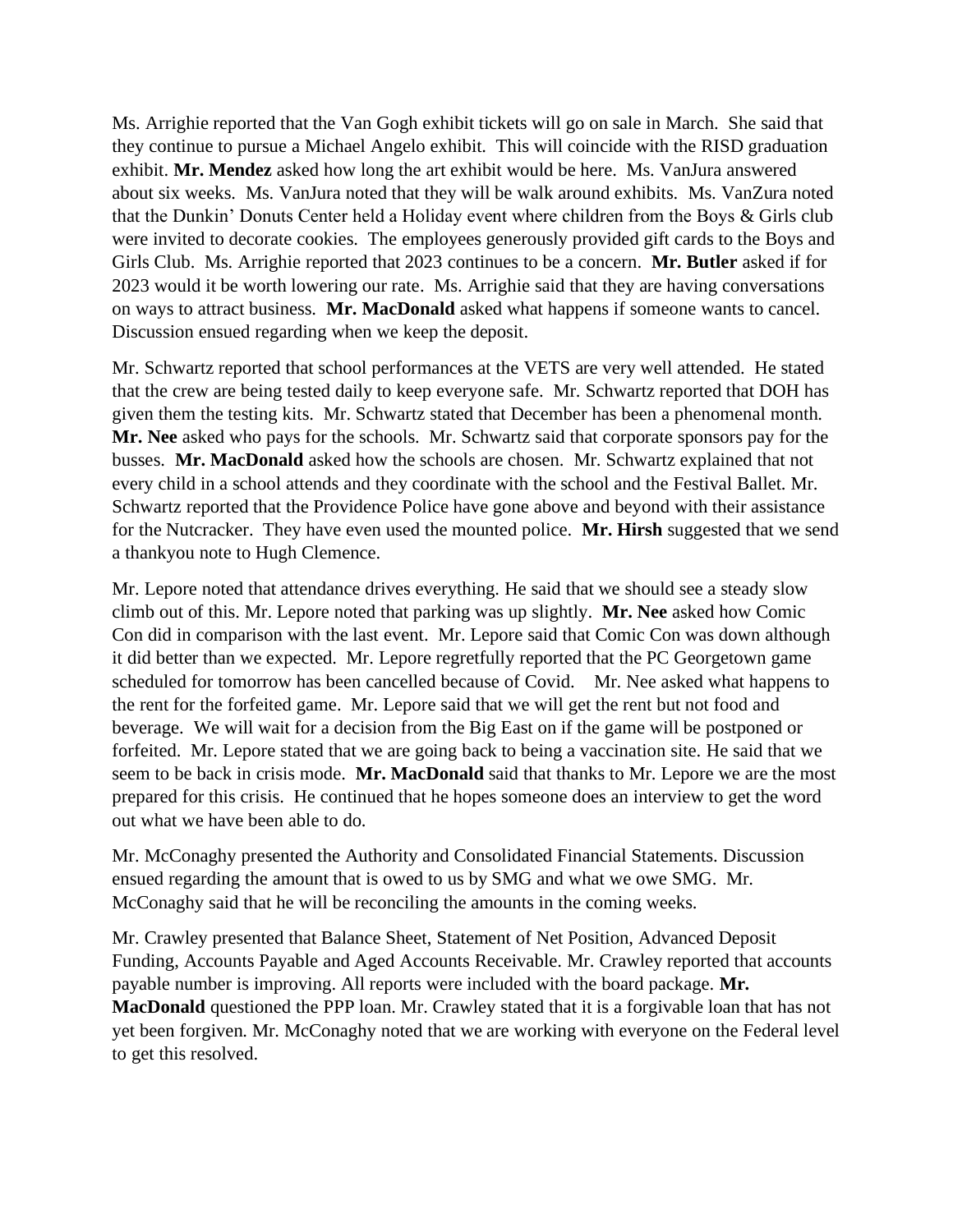Ms. Arrighie reported that the Van Gogh exhibit tickets will go on sale in March. She said that they continue to pursue a Michael Angelo exhibit. This will coincide with the RISD graduation exhibit. **Mr. Mendez** asked how long the art exhibit would be here. Ms. VanJura answered about six weeks. Ms. VanJura noted that they will be walk around exhibits. Ms. VanZura noted that the Dunkin' Donuts Center held a Holiday event where children from the Boys & Girls club were invited to decorate cookies. The employees generously provided gift cards to the Boys and Girls Club. Ms. Arrighie reported that 2023 continues to be a concern. **Mr. Butler** asked if for 2023 would it be worth lowering our rate. Ms. Arrighie said that they are having conversations on ways to attract business. **Mr. MacDonald** asked what happens if someone wants to cancel. Discussion ensued regarding when we keep the deposit.

Mr. Schwartz reported that school performances at the VETS are very well attended. He stated that the crew are being tested daily to keep everyone safe. Mr. Schwartz reported that DOH has given them the testing kits. Mr. Schwartz stated that December has been a phenomenal month. **Mr. Nee** asked who pays for the schools. Mr. Schwartz said that corporate sponsors pay for the busses. **Mr. MacDonald** asked how the schools are chosen. Mr. Schwartz explained that not every child in a school attends and they coordinate with the school and the Festival Ballet. Mr. Schwartz reported that the Providence Police have gone above and beyond with their assistance for the Nutcracker. They have even used the mounted police. **Mr. Hirsh** suggested that we send a thankyou note to Hugh Clemence.

Mr. Lepore noted that attendance drives everything. He said that we should see a steady slow climb out of this. Mr. Lepore noted that parking was up slightly. **Mr. Nee** asked how Comic Con did in comparison with the last event. Mr. Lepore said that Comic Con was down although it did better than we expected. Mr. Lepore regretfully reported that the PC Georgetown game scheduled for tomorrow has been cancelled because of Covid. Mr. Nee asked what happens to the rent for the forfeited game. Mr. Lepore said that we will get the rent but not food and beverage. We will wait for a decision from the Big East on if the game will be postponed or forfeited. Mr. Lepore stated that we are going back to being a vaccination site. He said that we seem to be back in crisis mode. **Mr. MacDonald** said that thanks to Mr. Lepore we are the most prepared for this crisis. He continued that he hopes someone does an interview to get the word out what we have been able to do.

Mr. McConaghy presented the Authority and Consolidated Financial Statements. Discussion ensued regarding the amount that is owed to us by SMG and what we owe SMG. Mr. McConaghy said that he will be reconciling the amounts in the coming weeks.

Mr. Crawley presented that Balance Sheet, Statement of Net Position, Advanced Deposit Funding, Accounts Payable and Aged Accounts Receivable. Mr. Crawley reported that accounts payable number is improving. All reports were included with the board package. **Mr. MacDonald** questioned the PPP loan. Mr. Crawley stated that it is a forgivable loan that has not yet been forgiven. Mr. McConaghy noted that we are working with everyone on the Federal level to get this resolved.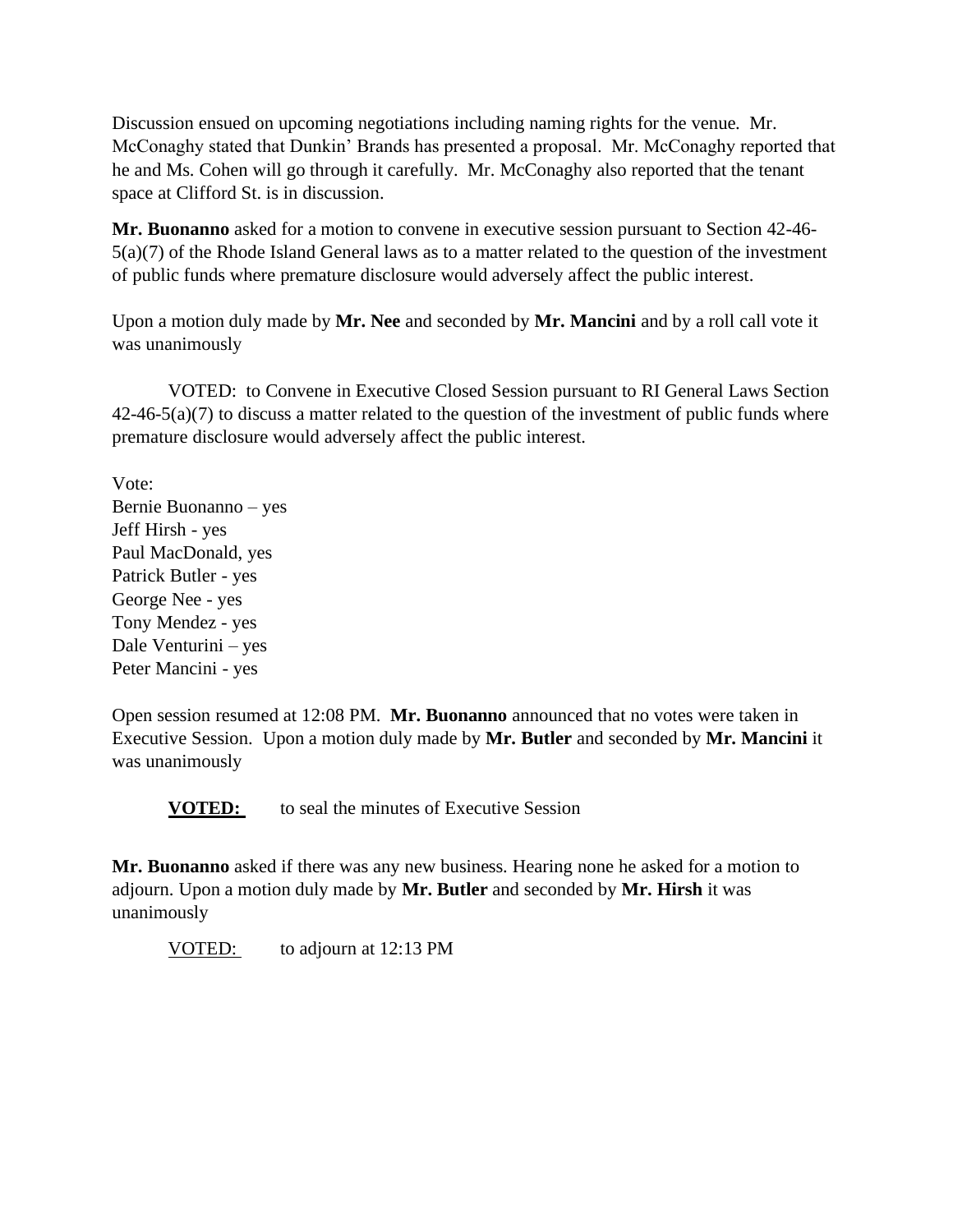Discussion ensued on upcoming negotiations including naming rights for the venue. Mr. McConaghy stated that Dunkin' Brands has presented a proposal. Mr. McConaghy reported that he and Ms. Cohen will go through it carefully. Mr. McConaghy also reported that the tenant space at Clifford St. is in discussion.

**Mr. Buonanno** asked for a motion to convene in executive session pursuant to Section 42-46-5(a)(7) of the Rhode Island General laws as to a matter related to the question of the investment of public funds where premature disclosure would adversely affect the public interest.

Upon a motion duly made by **Mr. Nee** and seconded by **Mr. Mancini** and by a roll call vote it was unanimously

VOTED: to Convene in Executive Closed Session pursuant to RI General Laws Section 42-46-5(a)(7) to discuss a matter related to the question of the investment of public funds where premature disclosure would adversely affect the public interest.

Vote:
Bernie Buonanno – yes
Jeff Hirsh - yes
Paul MacDonald, yes
Patrick Butler - yes
George Nee - yes
Tony Mendez - yes
Dale Venturini – yes
Peter Mancini - yes

Open session resumed at 12:08 PM. **Mr. Buonanno** announced that no votes were taken in Executive Session. Upon a motion duly made by **Mr. Butler** and seconded by **Mr. Mancini** it was unanimously

**VOTED:** to seal the minutes of Executive Session

**Mr. Buonanno** asked if there was any new business. Hearing none he asked for a motion to adjourn. Upon a motion duly made by **Mr. Butler** and seconded by **Mr. Hirsh** it was unanimously

VOTED: to adjourn at 12:13 PM